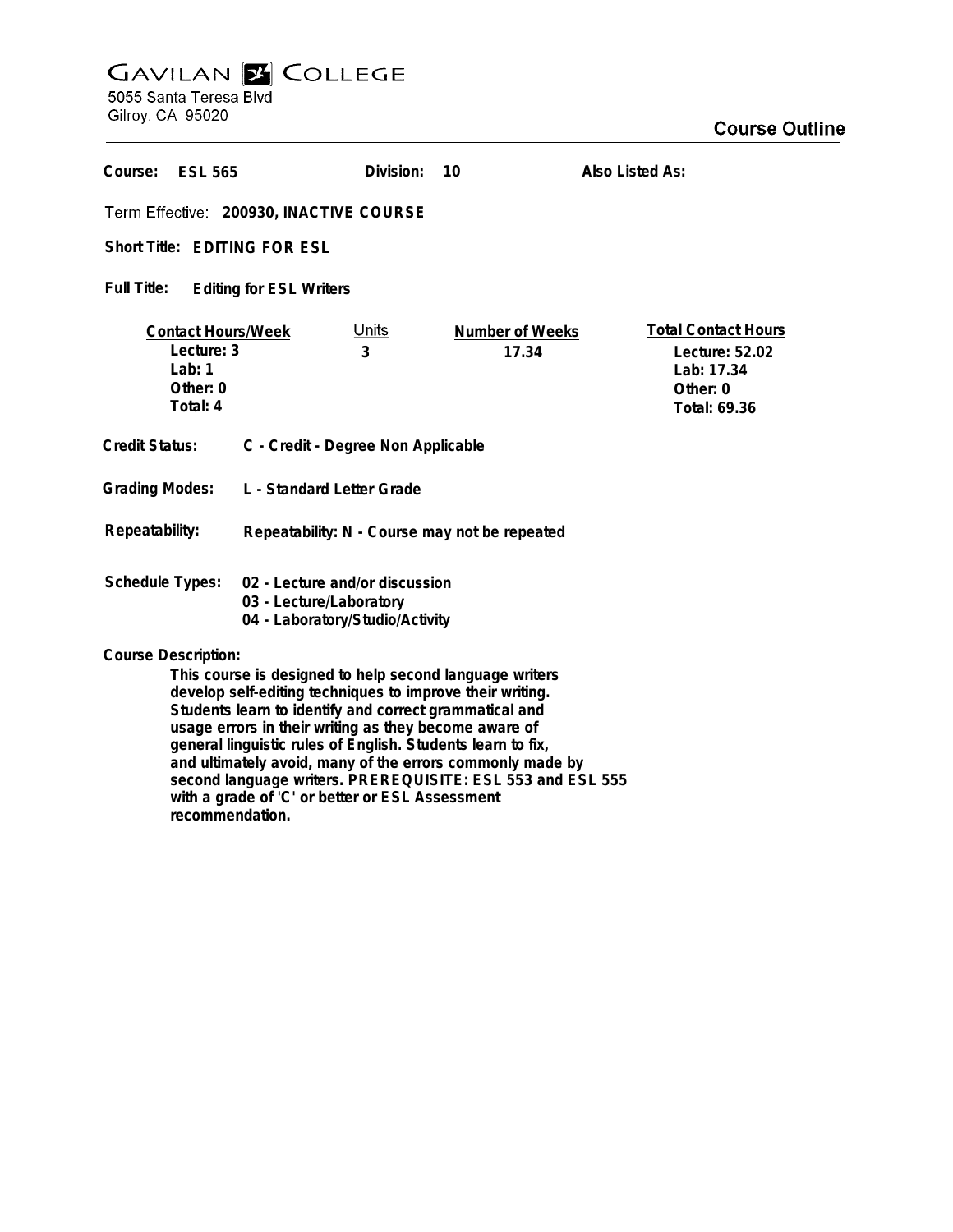# GAVILAN COLLEGE

5055 Santa Teresa Blvd
Gilroy, CA 95020

## Course Outline

**Course:** ESL 565 **Division:** 10 **Also Listed As:**

**Term Effective:** 200930, INACTIVE COURSE

**Short Title:** EDITING FOR ESL

**Full Title:** Editing for ESL Writers

| Contact Hours/Week | Units | Number of Weeks | Total Contact Hours |
|---|---|---|---|
| Lecture: 3 | 3 | 17.34 | Lecture: 52.02 |
| Lab: 1 | | | Lab: 17.34 |
| Other: 0 | | | Other: 0 |
| Total: 4 | | | Total: 69.36 |

**Credit Status:** C - Credit - Degree Non Applicable

**Grading Modes:** L - Standard Letter Grade

**Repeatability:** Repeatability: N - Course may not be repeated

**Schedule Types:**
02 - Lecture and/or discussion
03 - Lecture/Laboratory
04 - Laboratory/Studio/Activity

**Course Description:**

This course is designed to help second language writers develop self-editing techniques to improve their writing. Students learn to identify and correct grammatical and usage errors in their writing as they become aware of general linguistic rules of English. Students learn to fix, and ultimately avoid, many of the errors commonly made by second language writers. PREREQUISITE: ESL 553 and ESL 555 with a grade of 'C' or better or ESL Assessment recommendation.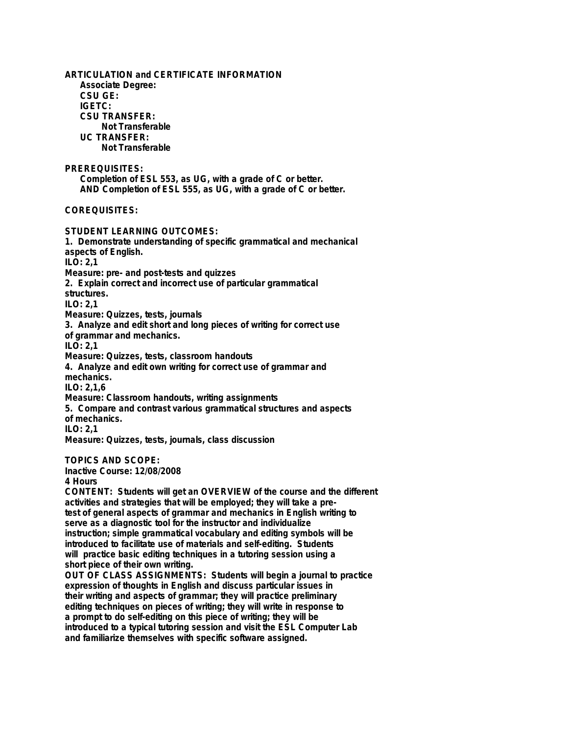**ARTICULATION and CERTIFICATE INFORMATION**

**Associate Degree:**

**CSU GE:**

**IGETC:**

**CSU TRANSFER:**

**Not Transferable**

**UC TRANSFER:**

**Not Transferable**

**PREREQUISITES:**

**Completion of ESL 553, as UG, with a grade of C or better.**
**AND Completion of ESL 555, as UG, with a grade of C or better.**

**COREQUISITES:**

**STUDENT LEARNING OUTCOMES:**

**1. Demonstrate understanding of specific grammatical and mechanical aspects of English.**
**ILO: 2,1**
**Measure: pre- and post-tests and quizzes**

**2. Explain correct and incorrect use of particular grammatical structures.**
**ILO: 2,1**
**Measure: Quizzes, tests, journals**

**3. Analyze and edit short and long pieces of writing for correct use of grammar and mechanics.**
**ILO: 2,1**
**Measure: Quizzes, tests, classroom handouts**

**4. Analyze and edit own writing for correct use of grammar and mechanics.**
**ILO: 2,1,6**
**Measure: Classroom handouts, writing assignments**

**5. Compare and contrast various grammatical structures and aspects of mechanics.**
**ILO: 2,1**
**Measure: Quizzes, tests, journals, class discussion**

**TOPICS AND SCOPE:**

**Inactive Course: 12/08/2008**

**4 Hours**

**CONTENT: Students will get an OVERVIEW of the course and the different activities and strategies that will be employed; they will take a pre-test of general aspects of grammar and mechanics in English writing to serve as a diagnostic tool for the instructor and individualize instruction; simple grammatical vocabulary and editing symbols will be introduced to facilitate use of materials and self-editing. Students will practice basic editing techniques in a tutoring session using a short piece of their own writing.**

**OUT OF CLASS ASSIGNMENTS: Students will begin a journal to practice expression of thoughts in English and discuss particular issues in their writing and aspects of grammar; they will practice preliminary editing techniques on pieces of writing; they will write in response to a prompt to do self-editing on this piece of writing; they will be introduced to a typical tutoring session and visit the ESL Computer Lab and familiarize themselves with specific software assigned.**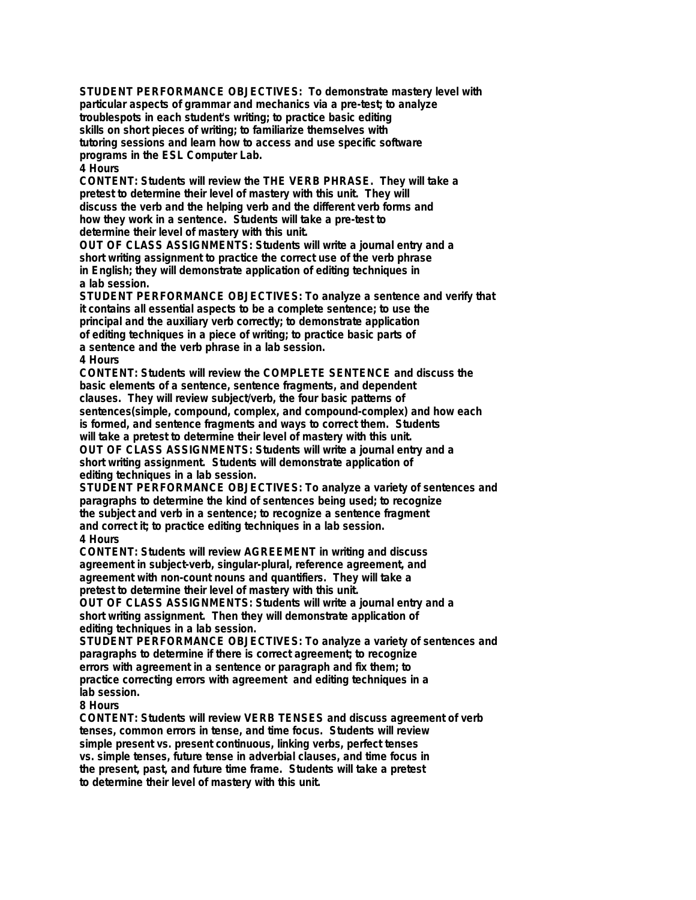**STUDENT PERFORMANCE OBJECTIVES:** To demonstrate mastery level with particular aspects of grammar and mechanics via a pre-test; to analyze troublespots in each student's writing; to practice basic editing skills on short pieces of writing; to familiarize themselves with tutoring sessions and learn how to access and use specific software programs in the ESL Computer Lab.

4 Hours

**CONTENT:** Students will review the THE VERB PHRASE. They will take a pretest to determine their level of mastery with this unit. They will discuss the verb and the helping verb and the different verb forms and how they work in a sentence. Students will take a pre-test to determine their level of mastery with this unit.

**OUT OF CLASS ASSIGNMENTS:** Students will write a journal entry and a short writing assignment to practice the correct use of the verb phrase in English; they will demonstrate application of editing techniques in a lab session.

**STUDENT PERFORMANCE OBJECTIVES:** To analyze a sentence and verify that it contains all essential aspects to be a complete sentence; to use the principal and the auxiliary verb correctly; to demonstrate application of editing techniques in a piece of writing; to practice basic parts of a sentence and the verb phrase in a lab session.

4 Hours

**CONTENT:** Students will review the COMPLETE SENTENCE and discuss the basic elements of a sentence, sentence fragments, and dependent clauses. They will review subject/verb, the four basic patterns of sentences(simple, compound, complex, and compound-complex) and how each is formed, and sentence fragments and ways to correct them. Students will take a pretest to determine their level of mastery with this unit.

**OUT OF CLASS ASSIGNMENTS:** Students will write a journal entry and a short writing assignment. Students will demonstrate application of editing techniques in a lab session.

**STUDENT PERFORMANCE OBJECTIVES:** To analyze a variety of sentences and paragraphs to determine the kind of sentences being used; to recognize the subject and verb in a sentence; to recognize a sentence fragment and correct it; to practice editing techniques in a lab session.

4 Hours

**CONTENT:** Students will review AGREEMENT in writing and discuss agreement in subject-verb, singular-plural, reference agreement, and agreement with non-count nouns and quantifiers. They will take a pretest to determine their level of mastery with this unit.

**OUT OF CLASS ASSIGNMENTS:** Students will write a journal entry and a short writing assignment. Then they will demonstrate application of editing techniques in a lab session.

**STUDENT PERFORMANCE OBJECTIVES:** To analyze a variety of sentences and paragraphs to determine if there is correct agreement; to recognize errors with agreement in a sentence or paragraph and fix them; to practice correcting errors with agreement and editing techniques in a lab session.

8 Hours

**CONTENT:** Students will review VERB TENSES and discuss agreement of verb tenses, common errors in tense, and time focus. Students will review simple present vs. present continuous, linking verbs, perfect tenses vs. simple tenses, future tense in adverbial clauses, and time focus in the present, past, and future time frame. Students will take a pretest to determine their level of mastery with this unit.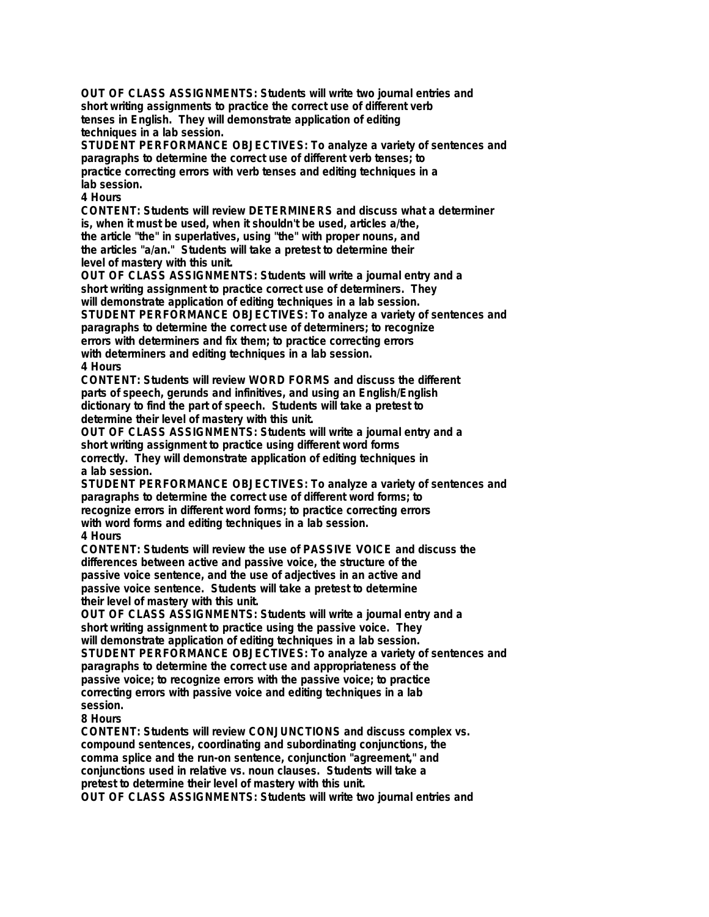**OUT OF CLASS ASSIGNMENTS: Students will write two journal entries and short writing assignments to practice the correct use of different verb tenses in English. They will demonstrate application of editing techniques in a lab session.**
**STUDENT PERFORMANCE OBJECTIVES: To analyze a variety of sentences and paragraphs to determine the correct use of different verb tenses; to practice correcting errors with verb tenses and editing techniques in a lab session.**
**4 Hours**
**CONTENT: Students will review DETERMINERS and discuss what a determiner is, when it must be used, when it shouldn't be used, articles a/the, the article "the" in superlatives, using "the" with proper nouns, and the articles "a/an." Students will take a pretest to determine their level of mastery with this unit.**
**OUT OF CLASS ASSIGNMENTS: Students will write a journal entry and a short writing assignment to practice correct use of determiners. They will demonstrate application of editing techniques in a lab session.**
**STUDENT PERFORMANCE OBJECTIVES: To analyze a variety of sentences and paragraphs to determine the correct use of determiners; to recognize errors with determiners and fix them; to practice correcting errors with determiners and editing techniques in a lab session.**
**4 Hours**
**CONTENT: Students will review WORD FORMS and discuss the different parts of speech, gerunds and infinitives, and using an English/English dictionary to find the part of speech. Students will take a pretest to determine their level of mastery with this unit.**
**OUT OF CLASS ASSIGNMENTS: Students will write a journal entry and a short writing assignment to practice using different word forms correctly. They will demonstrate application of editing techniques in a lab session.**
**STUDENT PERFORMANCE OBJECTIVES: To analyze a variety of sentences and paragraphs to determine the correct use of different word forms; to recognize errors in different word forms; to practice correcting errors with word forms and editing techniques in a lab session.**
**4 Hours**
**CONTENT: Students will review the use of PASSIVE VOICE and discuss the differences between active and passive voice, the structure of the passive voice sentence, and the use of adjectives in an active and passive voice sentence. Students will take a pretest to determine their level of mastery with this unit.**
**OUT OF CLASS ASSIGNMENTS: Students will write a journal entry and a short writing assignment to practice using the passive voice. They will demonstrate application of editing techniques in a lab session.**
**STUDENT PERFORMANCE OBJECTIVES: To analyze a variety of sentences and paragraphs to determine the correct use and appropriateness of the passive voice; to recognize errors with the passive voice; to practice correcting errors with passive voice and editing techniques in a lab session.**
**8 Hours**
**CONTENT: Students will review CONJUNCTIONS and discuss complex vs. compound sentences, coordinating and subordinating conjunctions, the comma splice and the run-on sentence, conjunction "agreement," and conjunctions used in relative vs. noun clauses. Students will take a pretest to determine their level of mastery with this unit.**
**OUT OF CLASS ASSIGNMENTS: Students will write two journal entries and**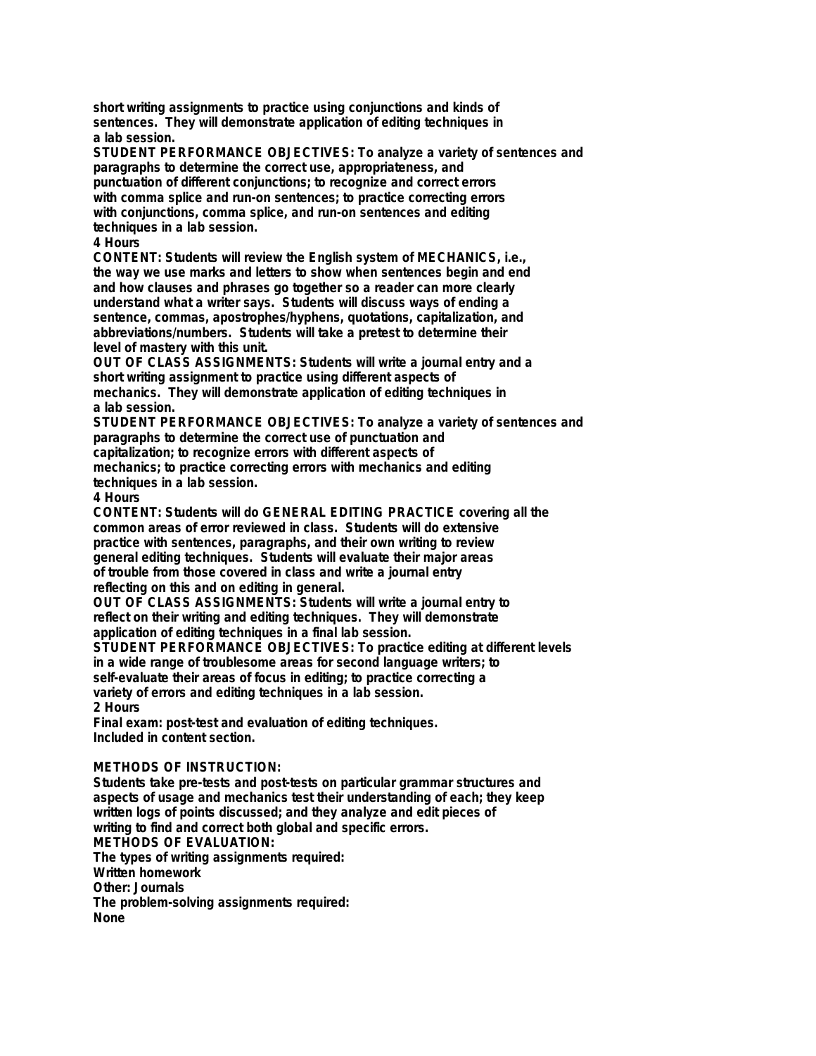short writing assignments to practice using conjunctions and kinds of sentences. They will demonstrate application of editing techniques in a lab session.

**STUDENT PERFORMANCE OBJECTIVES:** To analyze a variety of sentences and paragraphs to determine the correct use, appropriateness, and punctuation of different conjunctions; to recognize and correct errors with comma splice and run-on sentences; to practice correcting errors with conjunctions, comma splice, and run-on sentences and editing techniques in a lab session.

4 Hours

**CONTENT:** Students will review the English system of MECHANICS, i.e., the way we use marks and letters to show when sentences begin and end and how clauses and phrases go together so a reader can more clearly understand what a writer says. Students will discuss ways of ending a sentence, commas, apostrophes/hyphens, quotations, capitalization, and abbreviations/numbers. Students will take a pretest to determine their level of mastery with this unit.

**OUT OF CLASS ASSIGNMENTS:** Students will write a journal entry and a short writing assignment to practice using different aspects of mechanics. They will demonstrate application of editing techniques in a lab session.

**STUDENT PERFORMANCE OBJECTIVES:** To analyze a variety of sentences and paragraphs to determine the correct use of punctuation and capitalization; to recognize errors with different aspects of mechanics; to practice correcting errors with mechanics and editing techniques in a lab session.

4 Hours

**CONTENT:** Students will do GENERAL EDITING PRACTICE covering all the common areas of error reviewed in class. Students will do extensive practice with sentences, paragraphs, and their own writing to review general editing techniques. Students will evaluate their major areas of trouble from those covered in class and write a journal entry reflecting on this and on editing in general.

**OUT OF CLASS ASSIGNMENTS:** Students will write a journal entry to reflect on their writing and editing techniques. They will demonstrate application of editing techniques in a final lab session.

**STUDENT PERFORMANCE OBJECTIVES:** To practice editing at different levels in a wide range of troublesome areas for second language writers; to self-evaluate their areas of focus in editing; to practice correcting a variety of errors and editing techniques in a lab session.

2 Hours

Final exam: post-test and evaluation of editing techniques.
Included in content section.

## METHODS OF INSTRUCTION:

Students take pre-tests and post-tests on particular grammar structures and aspects of usage and mechanics test their understanding of each; they keep written logs of points discussed; and they analyze and edit pieces of writing to find and correct both global and specific errors.

## METHODS OF EVALUATION:

The types of writing assignments required:
Written homework
Other: Journals

The problem-solving assignments required:
None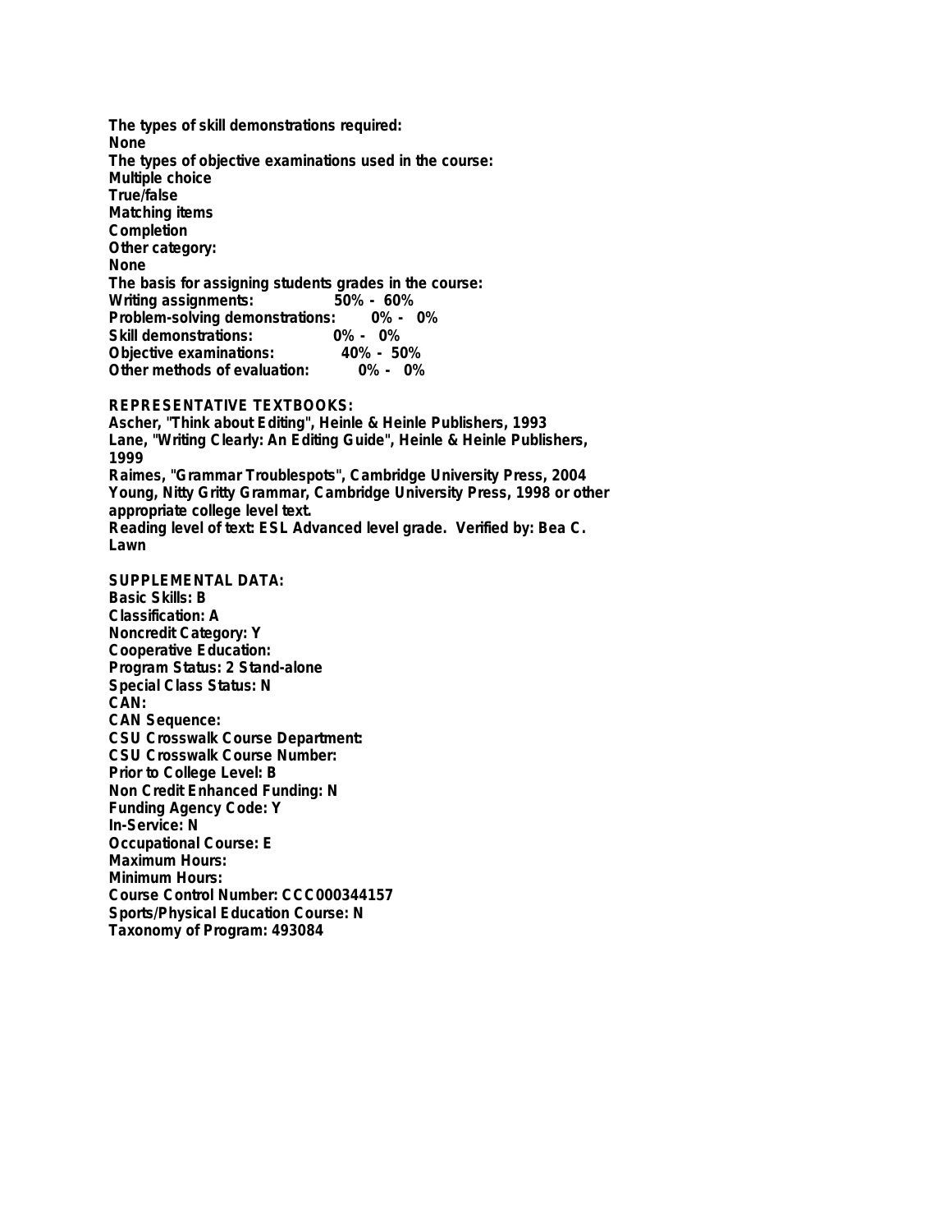**The types of skill demonstrations required:**
**None**
**The types of objective examinations used in the course:**
**Multiple choice**
**True/false**
**Matching items**
**Completion**
**Other category:**
**None**
**The basis for assigning students grades in the course:**

| | |
|---|---|
| **Writing assignments:** | **50% - 60%** |
| **Problem-solving demonstrations:** | **0% - 0%** |
| **Skill demonstrations:** | **0% - 0%** |
| **Objective examinations:** | **40% - 50%** |
| **Other methods of evaluation:** | **0% - 0%** |

**REPRESENTATIVE TEXTBOOKS:**
**Ascher, "Think about Editing", Heinle & Heinle Publishers, 1993**
**Lane, "Writing Clearly: An Editing Guide", Heinle & Heinle Publishers, 1999**
**Raimes, "Grammar Troublespots", Cambridge University Press, 2004**
**Young, Nitty Gritty Grammar, Cambridge University Press, 1998 or other appropriate college level text.**
**Reading level of text: ESL Advanced level grade. Verified by: Bea C. Lawn**

**SUPPLEMENTAL DATA:**
**Basic Skills: B**
**Classification: A**
**Noncredit Category: Y**
**Cooperative Education:**
**Program Status: 2 Stand-alone**
**Special Class Status: N**
**CAN:**
**CAN Sequence:**
**CSU Crosswalk Course Department:**
**CSU Crosswalk Course Number:**
**Prior to College Level: B**
**Non Credit Enhanced Funding: N**
**Funding Agency Code: Y**
**In-Service: N**
**Occupational Course: E**
**Maximum Hours:**
**Minimum Hours:**
**Course Control Number: CCC000344157**
**Sports/Physical Education Course: N**
**Taxonomy of Program: 493084**